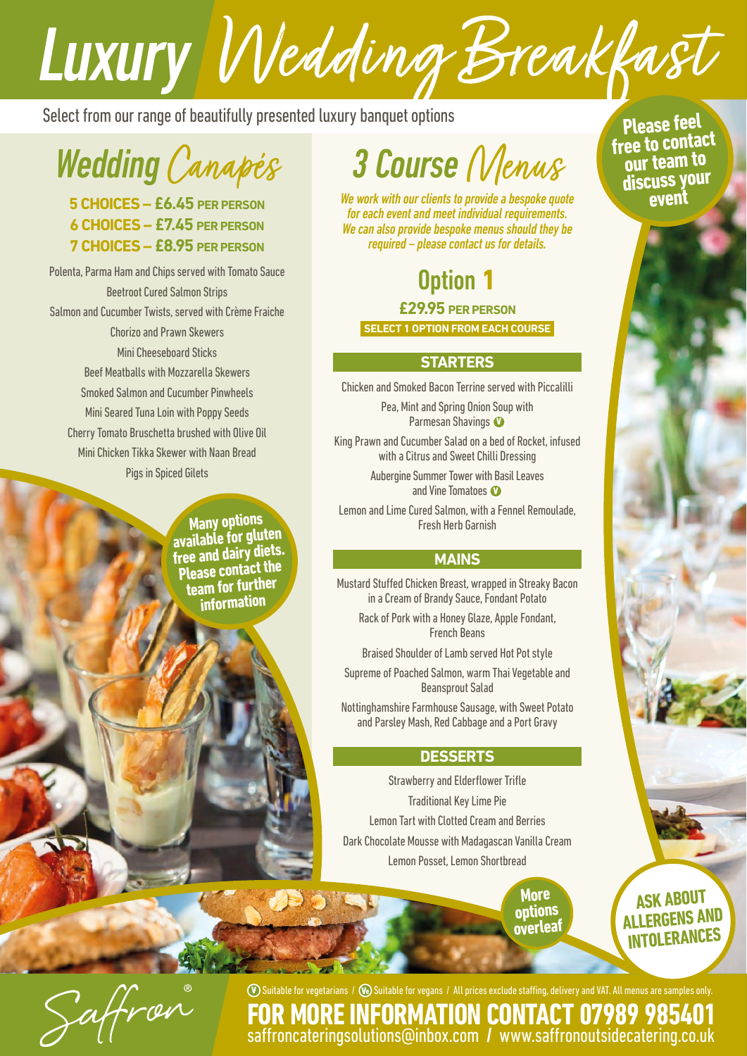# Luxury Wedding Breakfast

Select from our range of beautifully presented luxury banquet options

**Please feel free to contact our team to discuss your event**

## Wedding Canapés

**5 CHOICES – £6.45 PER PERSON**
**6 CHOICES – £7.45 PER PERSON**
**7 CHOICES – £8.95 PER PERSON**

Polenta, Parma Ham and Chips served with Tomato Sauce
Beetroot Cured Salmon Strips
Salmon and Cucumber Twists, served with Crème Fraiche
Chorizo and Prawn Skewers
Mini Cheeseboard Sticks
Beef Meatballs with Mozzarella Skewers
Smoked Salmon and Cucumber Pinwheels
Mini Seared Tuna Loin with Poppy Seeds
Cherry Tomato Bruschetta brushed with Olive Oil
Mini Chicken Tikka Skewer with Naan Bread
Pigs in Spiced Gilets

**Many options available for gluten free and dairy diets. Please contact the team for further information**

## 3 Course Menus

*We work with our clients to provide a bespoke quote for each event and meet individual requirements. We can also provide bespoke menus should they be required – please contact us for details.*

### Option 1

**£29.95 PER PERSON**

**SELECT 1 OPTION FROM EACH COURSE**

#### STARTERS

Chicken and Smoked Bacon Terrine served with Piccalilli
Pea, Mint and Spring Onion Soup with Parmesan Shavings (V)
King Prawn and Cucumber Salad on a bed of Rocket, infused with a Citrus and Sweet Chilli Dressing
Aubergine Summer Tower with Basil Leaves and Vine Tomatoes (V)
Lemon and Lime Cured Salmon, with a Fennel Remoulade, Fresh Herb Garnish

#### MAINS

Mustard Stuffed Chicken Breast, wrapped in Streaky Bacon in a Cream of Brandy Sauce, Fondant Potato
Rack of Pork with a Honey Glaze, Apple Fondant, French Beans
Braised Shoulder of Lamb served Hot Pot style
Supreme of Poached Salmon, warm Thai Vegetable and Beansprout Salad
Nottinghamshire Farmhouse Sausage, with Sweet Potato and Parsley Mash, Red Cabbage and a Port Gravy

#### DESSERTS

Strawberry and Elderflower Trifle
Traditional Key Lime Pie
Lemon Tart with Clotted Cream and Berries
Dark Chocolate Mousse with Madagascan Vanilla Cream
Lemon Posset, Lemon Shortbread

**More options overleaf**

**ASK ABOUT ALLERGENS AND INTOLERANCES**

Saffron®

(V) Suitable for vegetarians / (Ve) Suitable for vegans / All prices exclude staffing, delivery and VAT. All menus are samples only.

**FOR MORE INFORMATION CONTACT 07989 985401**

saffroncateringsolutions@inbox.com / www.saffronoutsidecatering.co.uk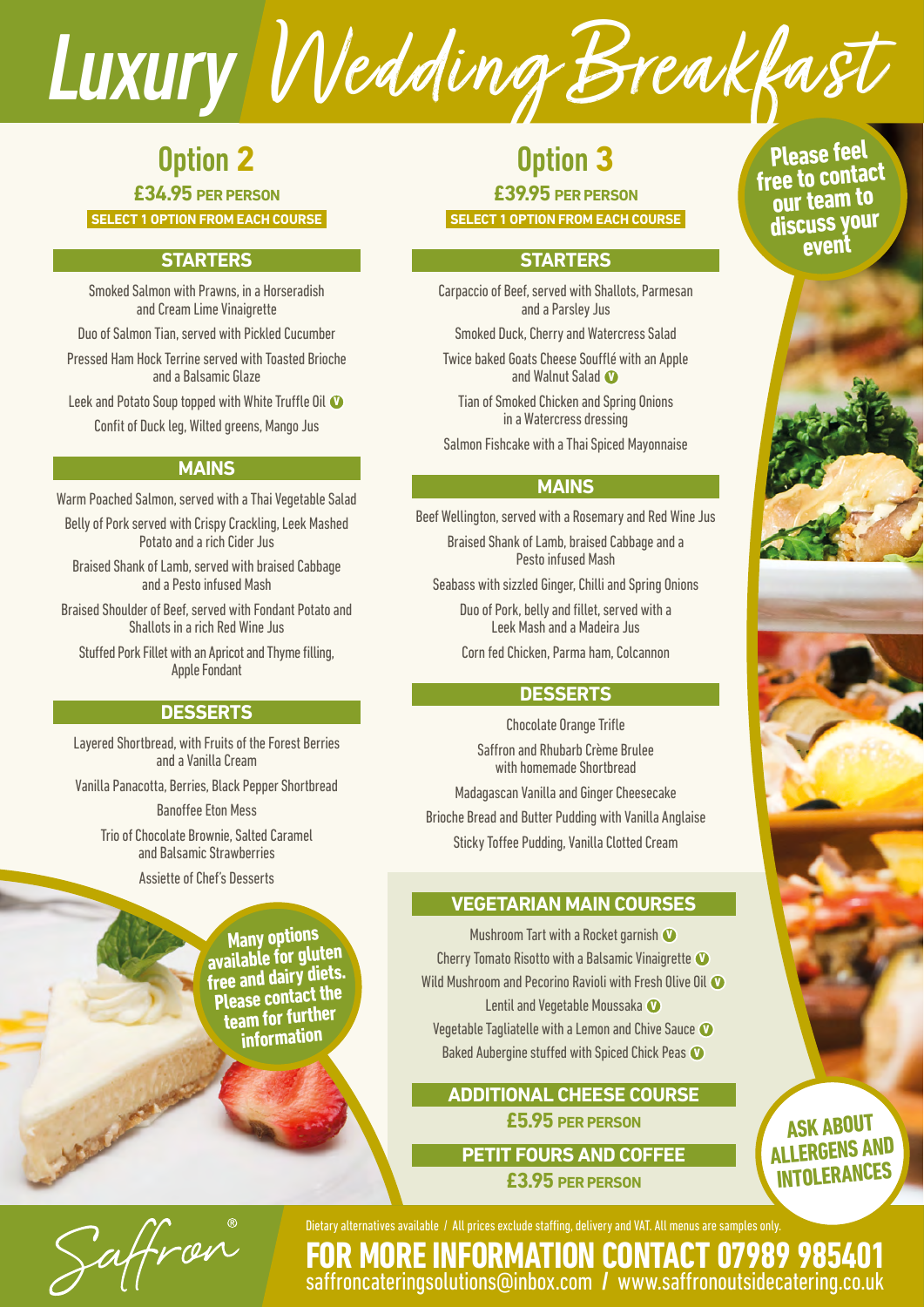# Luxury Wedding Breakfast

## Option 2

**£34.95 PER PERSON**

SELECT 1 OPTION FROM EACH COURSE

### STARTERS

Smoked Salmon with Prawns, in a Horseradish and Cream Lime Vinaigrette

Duo of Salmon Tian, served with Pickled Cucumber

Pressed Ham Hock Terrine served with Toasted Brioche and a Balsamic Glaze

Leek and Potato Soup topped with White Truffle Oil (V)

Confit of Duck leg, Wilted greens, Mango Jus

### MAINS

Warm Poached Salmon, served with a Thai Vegetable Salad

Belly of Pork served with Crispy Crackling, Leek Mashed Potato and a rich Cider Jus

Braised Shank of Lamb, served with braised Cabbage and a Pesto infused Mash

Braised Shoulder of Beef, served with Fondant Potato and Shallots in a rich Red Wine Jus

Stuffed Pork Fillet with an Apricot and Thyme filling, Apple Fondant

### DESSERTS

Layered Shortbread, with Fruits of the Forest Berries and a Vanilla Cream

Vanilla Panacotta, Berries, Black Pepper Shortbread

Banoffee Eton Mess

Trio of Chocolate Brownie, Salted Caramel and Balsamic Strawberries

Assiette of Chef's Desserts

**Many options available for gluten free and dairy diets. Please contact the team for further information**

## Option 3

**£39.95 PER PERSON**

SELECT 1 OPTION FROM EACH COURSE

### STARTERS

Carpaccio of Beef, served with Shallots, Parmesan and a Parsley Jus

Smoked Duck, Cherry and Watercress Salad

Twice baked Goats Cheese Soufflé with an Apple and Walnut Salad (V)

Tian of Smoked Chicken and Spring Onions in a Watercress dressing

Salmon Fishcake with a Thai Spiced Mayonnaise

### MAINS

Beef Wellington, served with a Rosemary and Red Wine Jus

Braised Shank of Lamb, braised Cabbage and a Pesto infused Mash

Seabass with sizzled Ginger, Chilli and Spring Onions

Duo of Pork, belly and fillet, served with a Leek Mash and a Madeira Jus

Corn fed Chicken, Parma ham, Colcannon

### DESSERTS

Chocolate Orange Trifle

Saffron and Rhubarb Crème Brulee with homemade Shortbread

Madagascan Vanilla and Ginger Cheesecake

Brioche Bread and Butter Pudding with Vanilla Anglaise

Sticky Toffee Pudding, Vanilla Clotted Cream

**Please feel free to contact our team to discuss your event**

### VEGETARIAN MAIN COURSES

Mushroom Tart with a Rocket garnish (V)

Cherry Tomato Risotto with a Balsamic Vinaigrette (V)

Wild Mushroom and Pecorino Ravioli with Fresh Olive Oil (V)

Lentil and Vegetable Moussaka (V)

Vegetable Tagliatelle with a Lemon and Chive Sauce (V)

Baked Aubergine stuffed with Spiced Chick Peas (V)

### ADDITIONAL CHEESE COURSE

**£5.95 PER PERSON**

### PETIT FOURS AND COFFEE

**£3.95 PER PERSON**

**ASK ABOUT ALLERGENS AND INTOLERANCES**

Saffron®

Dietary alternatives available / All prices exclude staffing, delivery and VAT. All menus are samples only.

**FOR MORE INFORMATION CONTACT 07989 985401**

saffroncateringsolutions@inbox.com / www.saffronoutsidecatering.co.uk